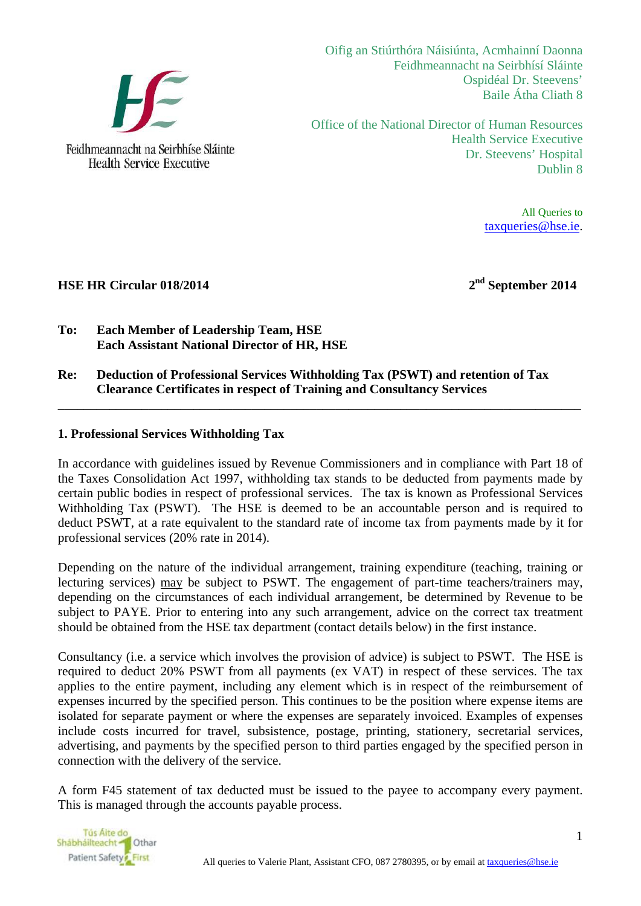Feidhmeannacht na Seirbhíse Sláinte
Health Service Executive

Oifig an Stiúrthóra Náisiúnta, Acmhainní Daonna
Feidhmeannacht na Seirbhísí Sláinte
Ospidéal Dr. Steevens'
Baile Átha Cliath 8

Office of the National Director of Human Resources
Health Service Executive
Dr. Steevens' Hospital
Dublin 8

All Queries to
taxqueries@hse.ie.

**HSE HR Circular 018/2014** **2nd September 2014**

**To: Each Member of Leadership Team, HSE**
**Each Assistant National Director of HR, HSE**

**Re: Deduction of Professional Services Withholding Tax (PSWT) and retention of Tax Clearance Certificates in respect of Training and Consultancy Services**

---

## 1. Professional Services Withholding Tax

In accordance with guidelines issued by Revenue Commissioners and in compliance with Part 18 of the Taxes Consolidation Act 1997, withholding tax stands to be deducted from payments made by certain public bodies in respect of professional services. The tax is known as Professional Services Withholding Tax (PSWT). The HSE is deemed to be an accountable person and is required to deduct PSWT, at a rate equivalent to the standard rate of income tax from payments made by it for professional services (20% rate in 2014).

Depending on the nature of the individual arrangement, training expenditure (teaching, training or lecturing services) may be subject to PSWT. The engagement of part-time teachers/trainers may, depending on the circumstances of each individual arrangement, be determined by Revenue to be subject to PAYE. Prior to entering into any such arrangement, advice on the correct tax treatment should be obtained from the HSE tax department (contact details below) in the first instance.

Consultancy (i.e. a service which involves the provision of advice) is subject to PSWT. The HSE is required to deduct 20% PSWT from all payments (ex VAT) in respect of these services. The tax applies to the entire payment, including any element which is in respect of the reimbursement of expenses incurred by the specified person. This continues to be the position where expense items are isolated for separate payment or where the expenses are separately invoiced. Examples of expenses include costs incurred for travel, subsistence, postage, printing, stationery, secretarial services, advertising, and payments by the specified person to third parties engaged by the specified person in connection with the delivery of the service.

A form F45 statement of tax deducted must be issued to the payee to accompany every payment. This is managed through the accounts payable process.

Tús Áite do Shábháilteacht Othar
Patient Safety First

All queries to Valerie Plant, Assistant CFO, 087 2780395, or by email at taxqueries@hse.ie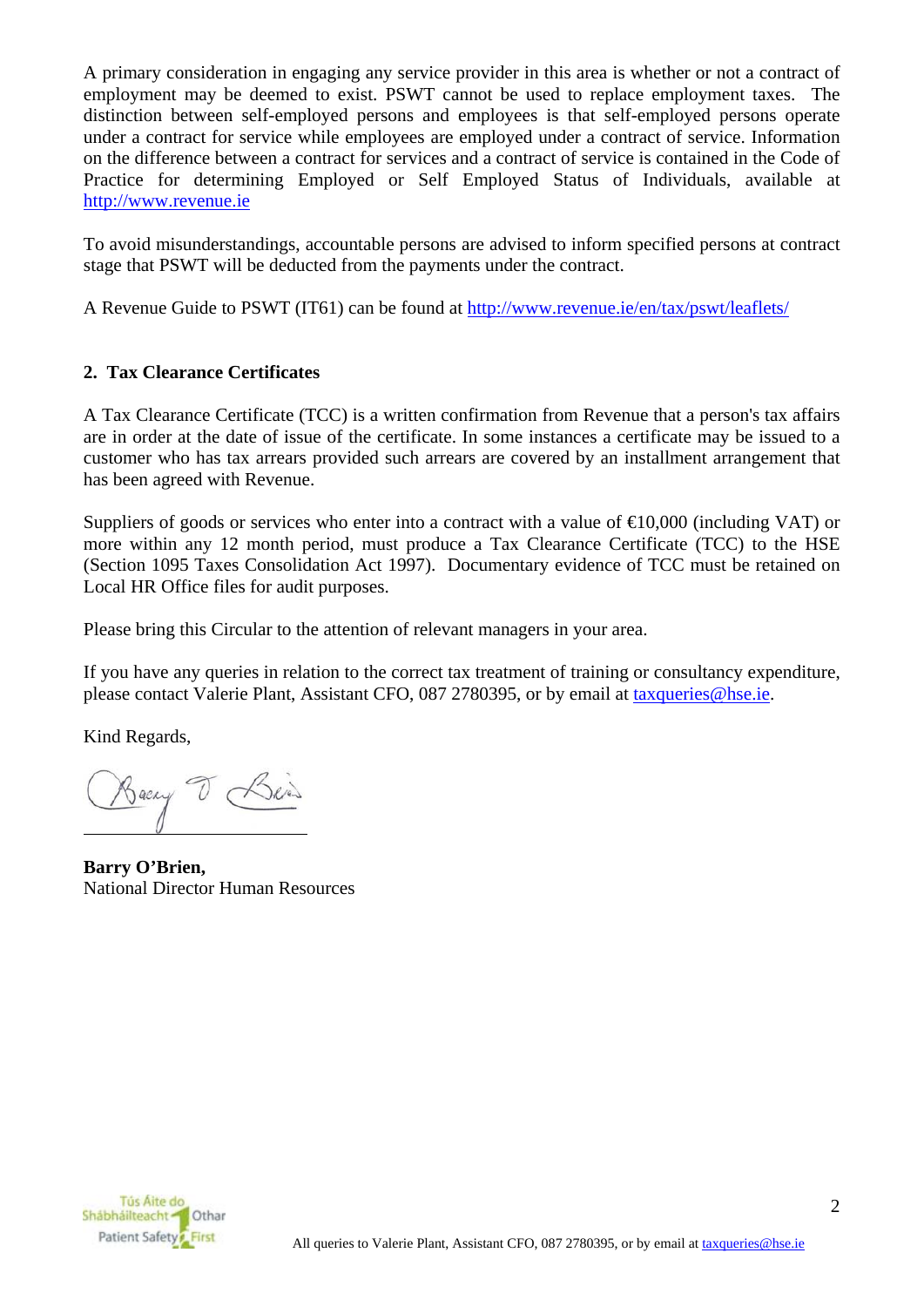A primary consideration in engaging any service provider in this area is whether or not a contract of employment may be deemed to exist. PSWT cannot be used to replace employment taxes. The distinction between self-employed persons and employees is that self-employed persons operate under a contract for service while employees are employed under a contract of service. Information on the difference between a contract for services and a contract of service is contained in the Code of Practice for determining Employed or Self Employed Status of Individuals, available at http://www.revenue.ie

To avoid misunderstandings, accountable persons are advised to inform specified persons at contract stage that PSWT will be deducted from the payments under the contract.

A Revenue Guide to PSWT (IT61) can be found at http://www.revenue.ie/en/tax/pswt/leaflets/

## 2. Tax Clearance Certificates

A Tax Clearance Certificate (TCC) is a written confirmation from Revenue that a person's tax affairs are in order at the date of issue of the certificate. In some instances a certificate may be issued to a customer who has tax arrears provided such arrears are covered by an installment arrangement that has been agreed with Revenue.

Suppliers of goods or services who enter into a contract with a value of €10,000 (including VAT) or more within any 12 month period, must produce a Tax Clearance Certificate (TCC) to the HSE (Section 1095 Taxes Consolidation Act 1997). Documentary evidence of TCC must be retained on Local HR Office files for audit purposes.

Please bring this Circular to the attention of relevant managers in your area.

If you have any queries in relation to the correct tax treatment of training or consultancy expenditure, please contact Valerie Plant, Assistant CFO, 087 2780395, or by email at taxqueries@hse.ie.

Kind Regards,

**Barry O'Brien,**
National Director Human Resources

All queries to Valerie Plant, Assistant CFO, 087 2780395, or by email at taxqueries@hse.ie